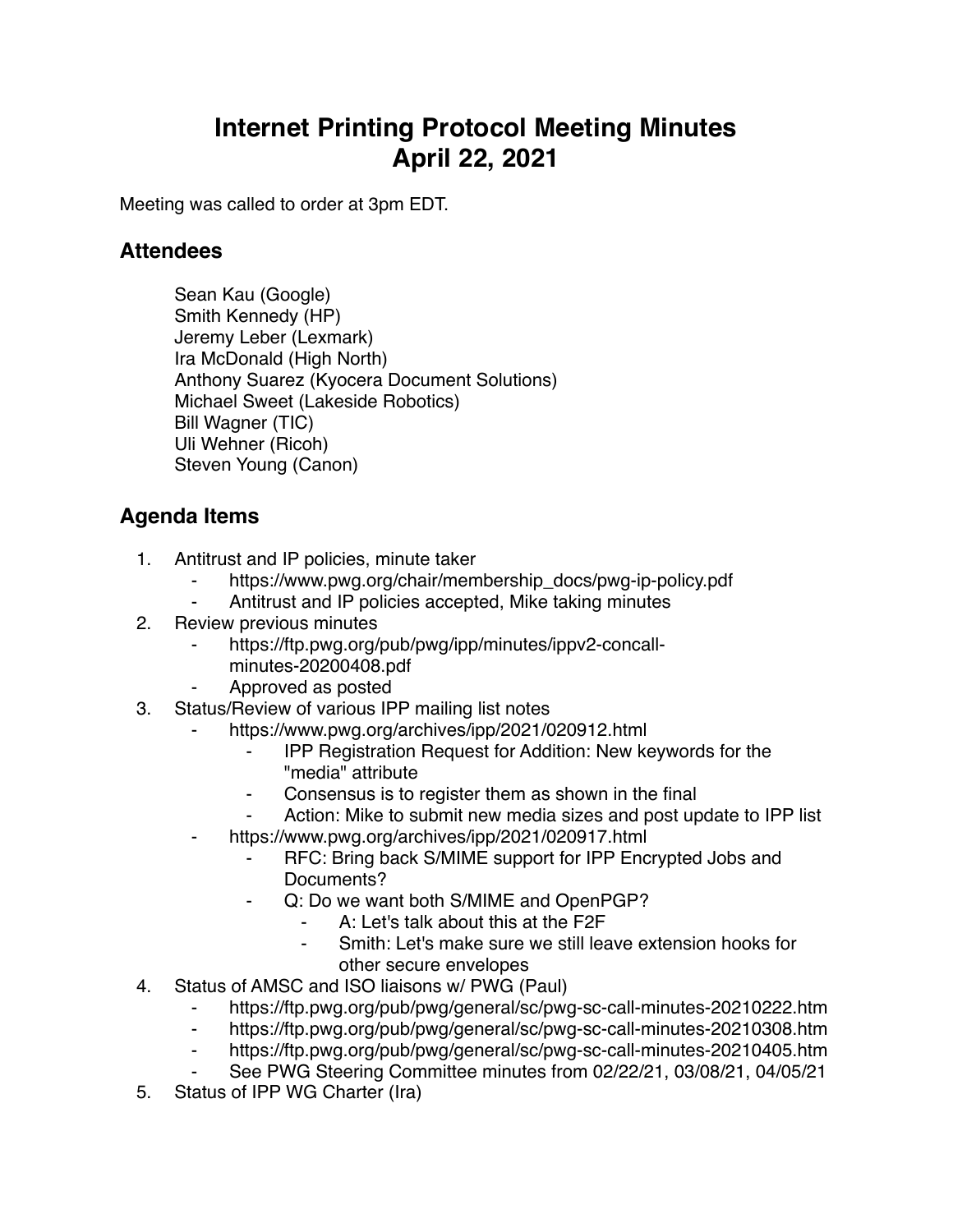# Internet Printing Protocol Meeting Minutes
# April 22, 2021

Meeting was called to order at 3pm EDT.

## Attendees

Sean Kau (Google)
Smith Kennedy (HP)
Jeremy Leber (Lexmark)
Ira McDonald (High North)
Anthony Suarez (Kyocera Document Solutions)
Michael Sweet (Lakeside Robotics)
Bill Wagner (TIC)
Uli Wehner (Ricoh)
Steven Young (Canon)

## Agenda Items

1. Antitrust and IP policies, minute taker
    - https://www.pwg.org/chair/membership_docs/pwg-ip-policy.pdf
    - Antitrust and IP policies accepted, Mike taking minutes
2. Review previous minutes
    - https://ftp.pwg.org/pub/pwg/ipp/minutes/ippv2-concall-minutes-20200408.pdf
    - Approved as posted
3. Status/Review of various IPP mailing list notes
    - https://www.pwg.org/archives/ipp/2021/020912.html
        - IPP Registration Request for Addition: New keywords for the "media" attribute
        - Consensus is to register them as shown in the final
        - Action: Mike to submit new media sizes and post update to IPP list
    - https://www.pwg.org/archives/ipp/2021/020917.html
        - RFC: Bring back S/MIME support for IPP Encrypted Jobs and Documents?
        - Q: Do we want both S/MIME and OpenPGP?
            - A: Let's talk about this at the F2F
            - Smith: Let's make sure we still leave extension hooks for other secure envelopes
4. Status of AMSC and ISO liaisons w/ PWG (Paul)
    - https://ftp.pwg.org/pub/pwg/general/sc/pwg-sc-call-minutes-20210222.htm
    - https://ftp.pwg.org/pub/pwg/general/sc/pwg-sc-call-minutes-20210308.htm
    - https://ftp.pwg.org/pub/pwg/general/sc/pwg-sc-call-minutes-20210405.htm
    - See PWG Steering Committee minutes from 02/22/21, 03/08/21, 04/05/21
5. Status of IPP WG Charter (Ira)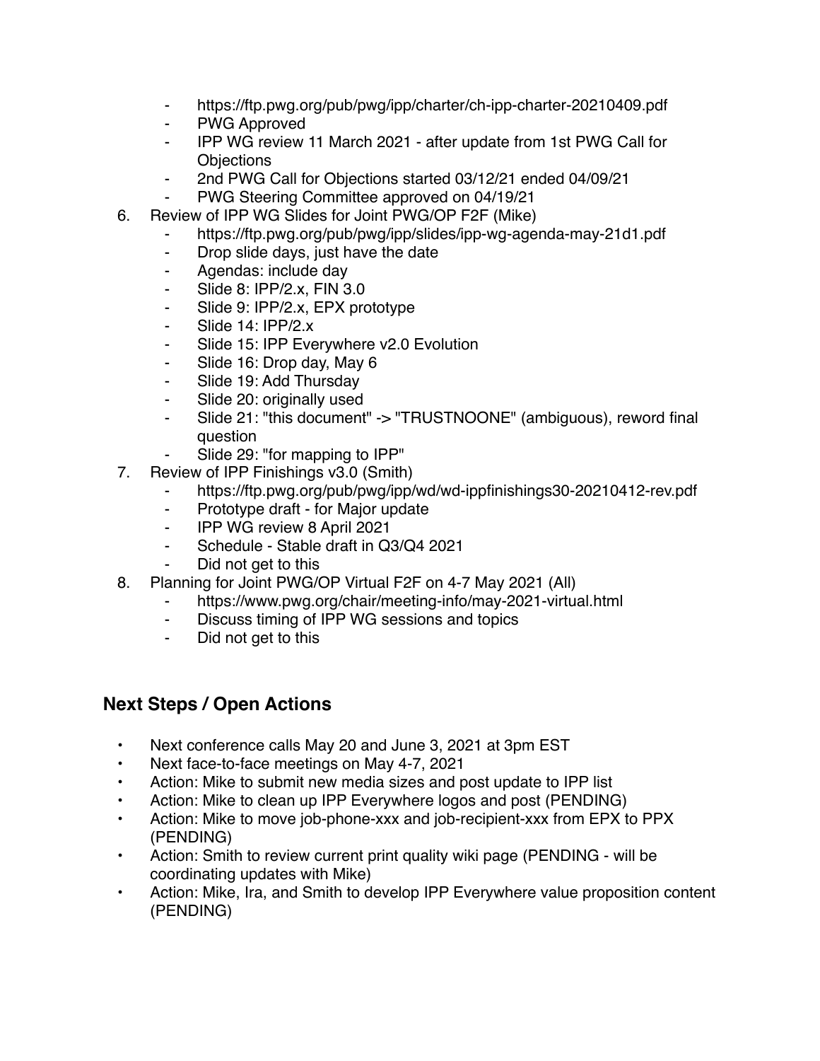- https://ftp.pwg.org/pub/pwg/ipp/charter/ch-ipp-charter-20210409.pdf
    - PWG Approved
    - IPP WG review 11 March 2021 - after update from 1st PWG Call for Objections
    - 2nd PWG Call for Objections started 03/12/21 ended 04/09/21
    - PWG Steering Committee approved on 04/19/21
6. Review of IPP WG Slides for Joint PWG/OP F2F (Mike)
    - https://ftp.pwg.org/pub/pwg/ipp/slides/ipp-wg-agenda-may-21d1.pdf
    - Drop slide days, just have the date
    - Agendas: include day
    - Slide 8: IPP/2.x, FIN 3.0
    - Slide 9: IPP/2.x, EPX prototype
    - Slide 14: IPP/2.x
    - Slide 15: IPP Everywhere v2.0 Evolution
    - Slide 16: Drop day, May 6
    - Slide 19: Add Thursday
    - Slide 20: originally used
    - Slide 21: "this document" -> "TRUSTNOONE" (ambiguous), reword final question
    - Slide 29: "for mapping to IPP"
7. Review of IPP Finishings v3.0 (Smith)
    - https://ftp.pwg.org/pub/pwg/ipp/wd/wd-ippfinishings30-20210412-rev.pdf
    - Prototype draft - for Major update
    - IPP WG review 8 April 2021
    - Schedule - Stable draft in Q3/Q4 2021
    - Did not get to this
8. Planning for Joint PWG/OP Virtual F2F on 4-7 May 2021 (All)
    - https://www.pwg.org/chair/meeting-info/may-2021-virtual.html
    - Discuss timing of IPP WG sessions and topics
    - Did not get to this

## Next Steps / Open Actions

- Next conference calls May 20 and June 3, 2021 at 3pm EST
- Next face-to-face meetings on May 4-7, 2021
- Action: Mike to submit new media sizes and post update to IPP list
- Action: Mike to clean up IPP Everywhere logos and post (PENDING)
- Action: Mike to move job-phone-xxx and job-recipient-xxx from EPX to PPX (PENDING)
- Action: Smith to review current print quality wiki page (PENDING - will be coordinating updates with Mike)
- Action: Mike, Ira, and Smith to develop IPP Everywhere value proposition content (PENDING)